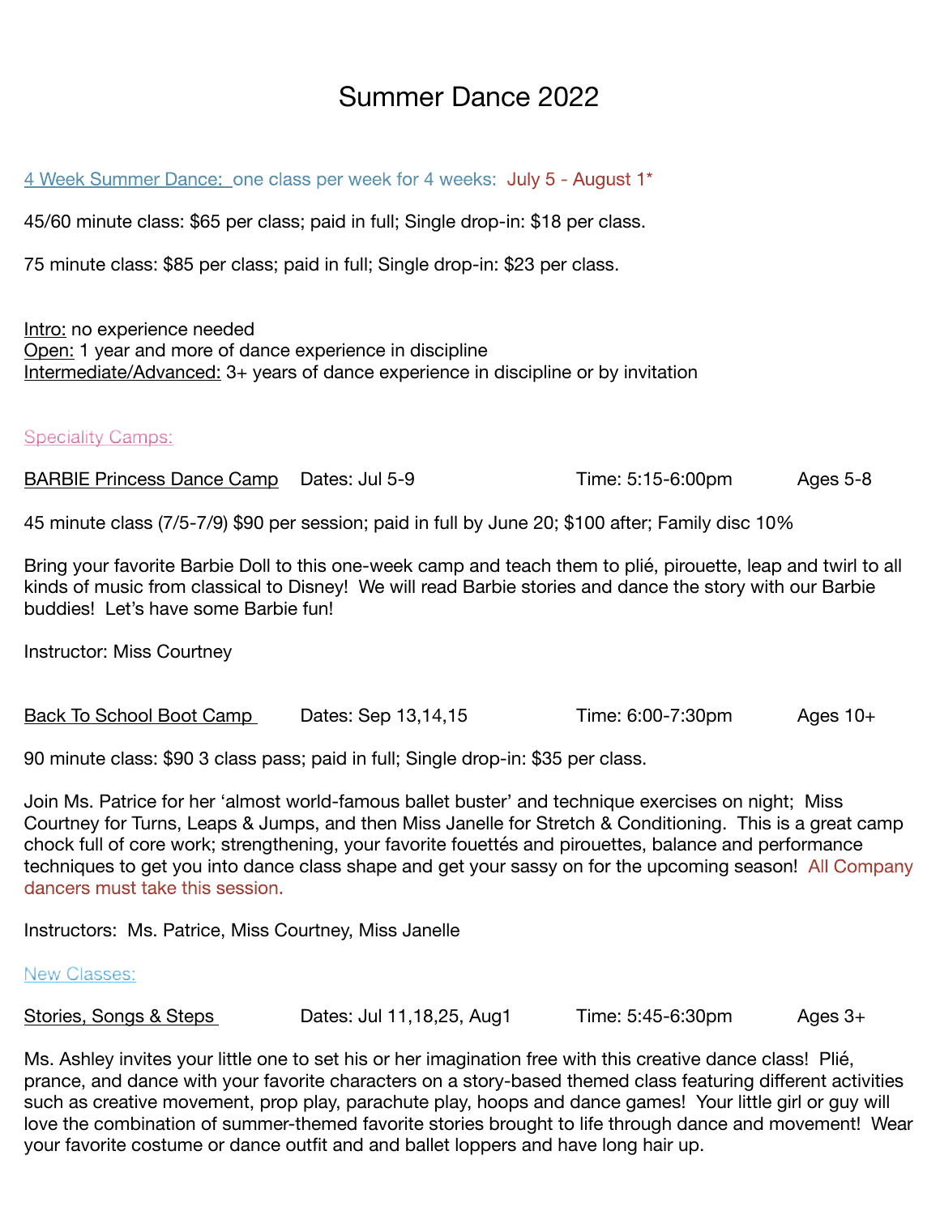# Summer Dance 2022

4 Week Summer Dance: one class per week for 4 weeks: July 5 - August 1*

45/60 minute class: $65 per class; paid in full; Single drop-in: $18 per class.

75 minute class: $85 per class; paid in full; Single drop-in: $23 per class.

Intro: no experience needed
Open: 1 year and more of dance experience in discipline
Intermediate/Advanced: 3+ years of dance experience in discipline or by invitation

## Speciality Camps:

BARBIE Princess Dance Camp    Dates: Jul 5-9    Time: 5:15-6:00pm    Ages 5-8

45 minute class (7/5-7/9) $90 per session; paid in full by June 20; $100 after; Family disc 10%

Bring your favorite Barbie Doll to this one-week camp and teach them to plié, pirouette, leap and twirl to all kinds of music from classical to Disney! We will read Barbie stories and dance the story with our Barbie buddies! Let's have some Barbie fun!

Instructor: Miss Courtney

Back To School Boot Camp    Dates: Sep 13,14,15    Time: 6:00-7:30pm    Ages 10+

90 minute class: $90 3 class pass; paid in full; Single drop-in: $35 per class.

Join Ms. Patrice for her 'almost world-famous ballet buster' and technique exercises on night; Miss Courtney for Turns, Leaps & Jumps, and then Miss Janelle for Stretch & Conditioning. This is a great camp chock full of core work; strengthening, your favorite fouettés and pirouettes, balance and performance techniques to get you into dance class shape and get your sassy on for the upcoming season! All Company dancers must take this session.

Instructors: Ms. Patrice, Miss Courtney, Miss Janelle

## New Classes:

Stories, Songs & Steps    Dates: Jul 11,18,25, Aug1    Time: 5:45-6:30pm    Ages 3+

Ms. Ashley invites your little one to set his or her imagination free with this creative dance class! Plié, prance, and dance with your favorite characters on a story-based themed class featuring different activities such as creative movement, prop play, parachute play, hoops and dance games! Your little girl or guy will love the combination of summer-themed favorite stories brought to life through dance and movement! Wear your favorite costume or dance outfit and and ballet loppers and have long hair up.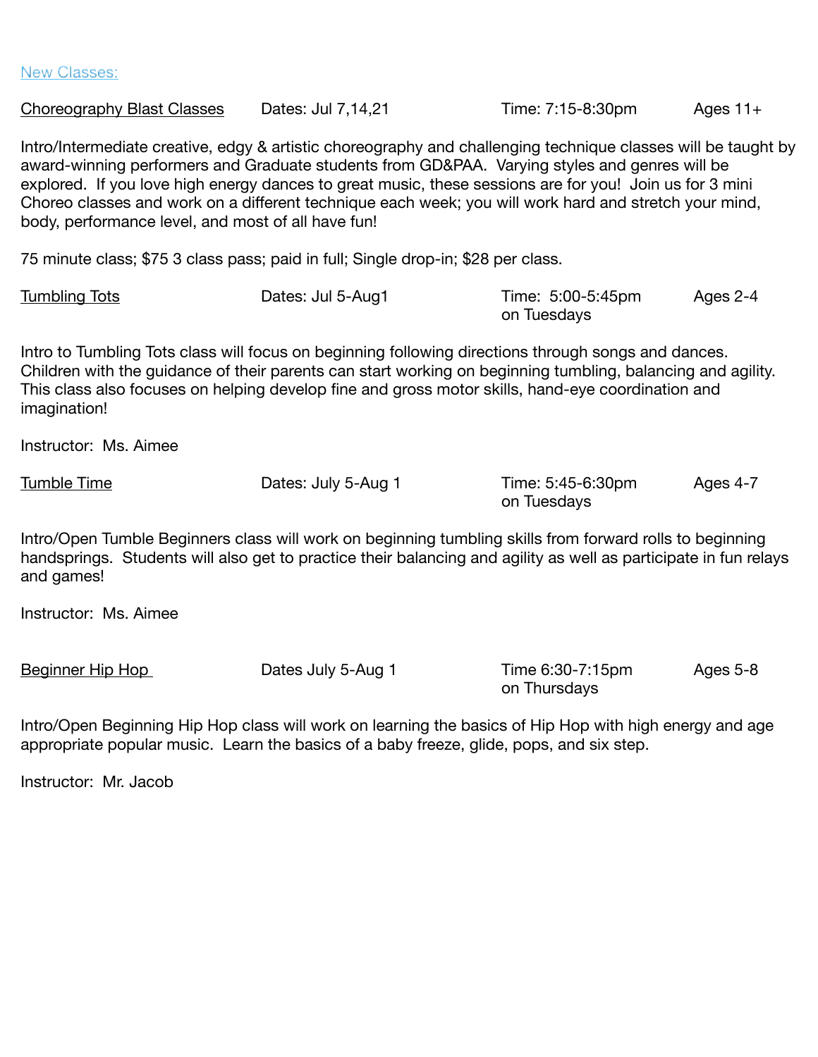New Classes:

<u>Choreography Blast Classes</u> Dates: Jul 7,14,21 Time: 7:15-8:30pm Ages 11+

Intro/Intermediate creative, edgy & artistic choreography and challenging technique classes will be taught by award-winning performers and Graduate students from GD&PAA. Varying styles and genres will be explored. If you love high energy dances to great music, these sessions are for you! Join us for 3 mini Choreo classes and work on a different technique each week; you will work hard and stretch your mind, body, performance level, and most of all have fun!

75 minute class; $75 3 class pass; paid in full; Single drop-in; $28 per class.

<u>Tumbling Tots</u> Dates: Jul 5-Aug1 Time: 5:00-5:45pm on Tuesdays Ages 2-4

Intro to Tumbling Tots class will focus on beginning following directions through songs and dances. Children with the guidance of their parents can start working on beginning tumbling, balancing and agility. This class also focuses on helping develop fine and gross motor skills, hand-eye coordination and imagination!

Instructor: Ms. Aimee

<u>Tumble Time</u> Dates: July 5-Aug 1 Time: 5:45-6:30pm on Tuesdays Ages 4-7

Intro/Open Tumble Beginners class will work on beginning tumbling skills from forward rolls to beginning handsprings. Students will also get to practice their balancing and agility as well as participate in fun relays and games!

Instructor: Ms. Aimee

<u>Beginner Hip Hop</u> Dates July 5-Aug 1 Time 6:30-7:15pm on Thursdays Ages 5-8

Intro/Open Beginning Hip Hop class will work on learning the basics of Hip Hop with high energy and age appropriate popular music. Learn the basics of a baby freeze, glide, pops, and six step.

Instructor: Mr. Jacob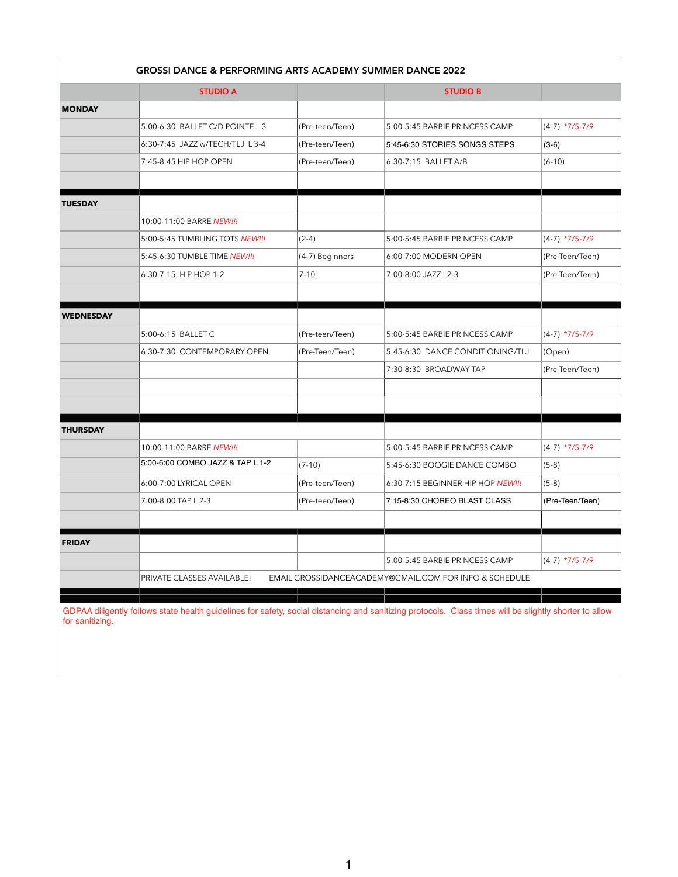# GROSSI DANCE & PERFORMING ARTS ACADEMY SUMMER DANCE 2022

| | STUDIO A | | STUDIO B | |
|---|---|---|---|---|
| **MONDAY** | | | | |
| | 5:00-6:30 BALLET C/D POINTE L 3 | (Pre-teen/Teen) | 5:00-5:45 BARBIE PRINCESS CAMP | (4-7) *7/5-7/9 |
| | 6:30-7:45 JAZZ w/TECH/TLJ L 3-4 | (Pre-teen/Teen) | 5:45-6:30 STORIES SONGS STEPS | (3-6) |
| | 7:45-8:45 HIP HOP OPEN | (Pre-teen/Teen) | 6:30-7:15 BALLET A/B | (6-10) |
| | | | | |
| **TUESDAY** | | | | |
| | 10:00-11:00 BARRE *NEW!!!* | | | |
| | 5:00-5:45 TUMBLING TOTS *NEW!!!* | (2-4) | 5:00-5:45 BARBIE PRINCESS CAMP | (4-7) *7/5-7/9 |
| | 5:45-6:30 TUMBLE TIME *NEW!!!* | (4-7) Beginners | 6:00-7:00 MODERN OPEN | (Pre-Teen/Teen) |
| | 6:30-7:15 HIP HOP 1-2 | 7-10 | 7:00-8:00 JAZZ L2-3 | (Pre-Teen/Teen) |
| | | | | |
| **WEDNESDAY** | | | | |
| | 5:00-6:15 BALLET C | (Pre-teen/Teen) | 5:00-5:45 BARBIE PRINCESS CAMP | (4-7) *7/5-7/9 |
| | 6:30-7:30 CONTEMPORARY OPEN | (Pre-Teen/Teen) | 5:45-6:30 DANCE CONDITIONING/TLJ | (Open) |
| | | | 7:30-8:30 BROADWAY TAP | (Pre-Teen/Teen) |
| | | | | |
| | | | | |
| **THURSDAY** | | | | |
| | 10:00-11:00 BARRE *NEW!!!* | | 5:00-5:45 BARBIE PRINCESS CAMP | (4-7) *7/5-7/9 |
| | 5:00-6:00 COMBO JAZZ & TAP L 1-2 | (7-10) | 5:45-6:30 BOOGIE DANCE COMBO | (5-8) |
| | 6:00-7:00 LYRICAL OPEN | (Pre-teen/Teen) | 6:30-7:15 BEGINNER HIP HOP *NEW!!!* | (5-8) |
| | 7:00-8:00 TAP L 2-3 | (Pre-teen/Teen) | 7:15-8:30 CHOREO BLAST CLASS | (Pre-Teen/Teen) |
| | | | | |
| **FRIDAY** | | | | |
| | | | 5:00-5:45 BARBIE PRINCESS CAMP | (4-7) *7/5-7/9 |
| | PRIVATE CLASSES AVAILABLE! EMAIL GROSSIDANCEACADEMY@GMAIL.COM FOR INFO & SCHEDULE | | | |

GDPAA diligently follows state health guidelines for safety, social distancing and sanitizing protocols. Class times will be slightly shorter to allow for sanitizing.